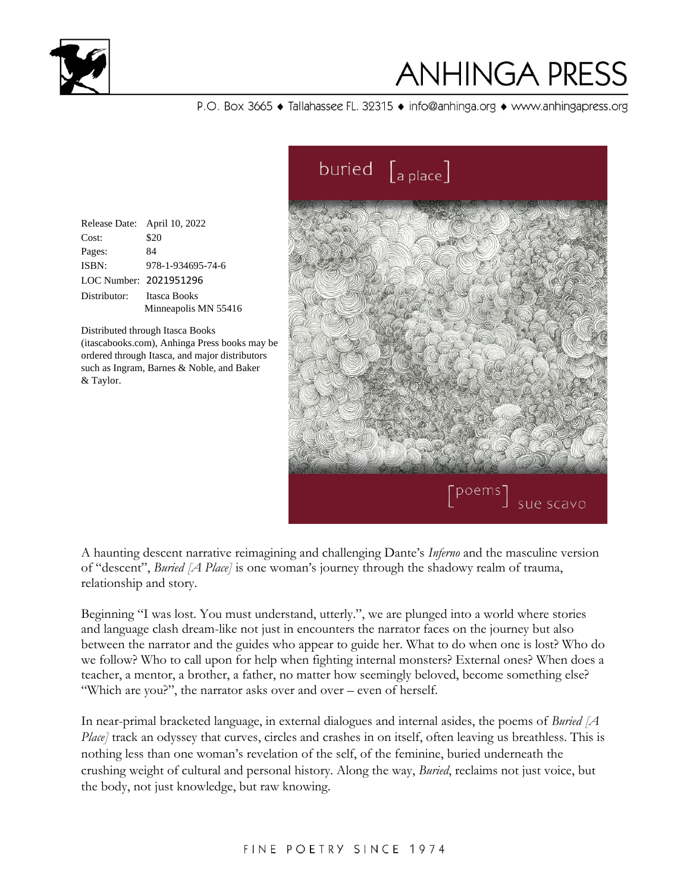# ANHINGA PRESS

P.O. Box 3665 ♦ Tallahassee FL. 32315 ♦ info@anhinga.org ♦ www.anhingapress.org

| | |
|---|---|
| Release Date: | April 10, 2022 |
| Cost: | $20 |
| Pages: | 84 |
| ISBN: | 978-1-934695-74-6 |
| LOC Number: | 2021951296 |
| Distributor: | Itasca Books Minneapolis MN 55416 |

Distributed through Itasca Books (itascabooks.com), Anhinga Press books may be ordered through Itasca, and major distributors such as Ingram, Barnes & Noble, and Baker & Taylor.

buried [a place]

[poems] sue scavo

A haunting descent narrative reimagining and challenging Dante's *Inferno* and the masculine version of "descent", *Buried [A Place]* is one woman's journey through the shadowy realm of trauma, relationship and story.

Beginning "I was lost. You must understand, utterly.", we are plunged into a world where stories and language clash dream-like not just in encounters the narrator faces on the journey but also between the narrator and the guides who appear to guide her. What to do when one is lost? Who do we follow? Who to call upon for help when fighting internal monsters? External ones? When does a teacher, a mentor, a brother, a father, no matter how seemingly beloved, become something else? "Which are you?", the narrator asks over and over – even of herself.

In near-primal bracketed language, in external dialogues and internal asides, the poems of *Buried [A Place]* track an odyssey that curves, circles and crashes in on itself, often leaving us breathless. This is nothing less than one woman's revelation of the self, of the feminine, buried underneath the crushing weight of cultural and personal history. Along the way, *Buried*, reclaims not just voice, but the body, not just knowledge, but raw knowing.

FINE POETRY SINCE 1974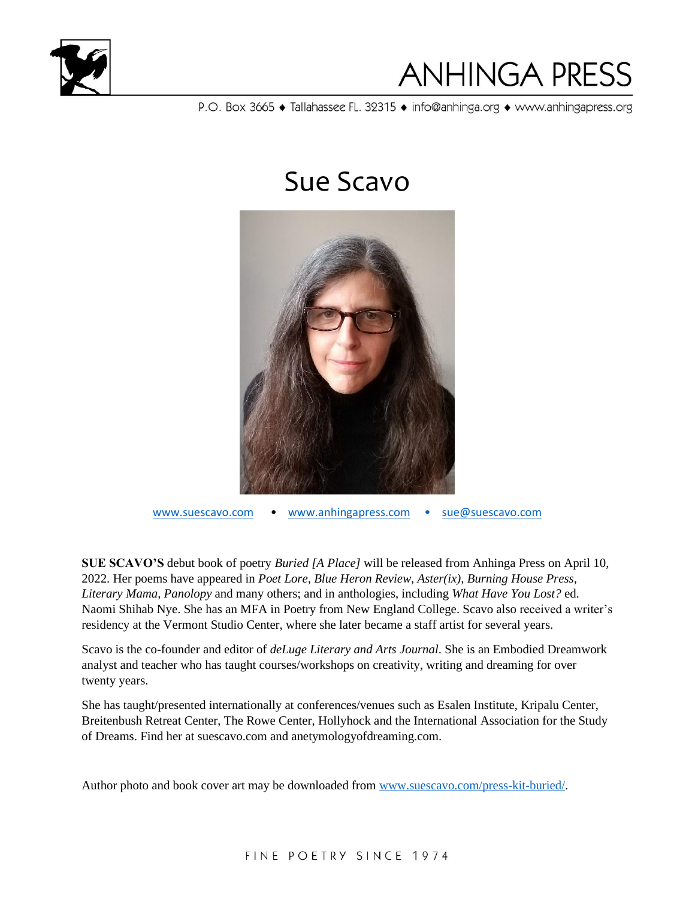# ANHINGA PRESS

P.O. Box 3665 ♦ Tallahassee FL. 32315 ♦ info@anhinga.org ♦ www.anhingapress.org

## Sue Scavo

www.suescavo.com • www.anhingapress.com • sue@suescavo.com

**SUE SCAVO'S** debut book of poetry *Buried [A Place]* will be released from Anhinga Press on April 10, 2022. Her poems have appeared in *Poet Lore*, *Blue Heron Review*, *Aster(ix)*, *Burning House Press*, *Literary Mama*, *Panology* and many others; and in anthologies, including *What Have You Lost?* ed. Naomi Shihab Nye. She has an MFA in Poetry from New England College. Scavo also received a writer's residency at the Vermont Studio Center, where she later became a staff artist for several years.

Scavo is the co-founder and editor of *deLuge Literary and Arts Journal*. She is an Embodied Dreamwork analyst and teacher who has taught courses/workshops on creativity, writing and dreaming for over twenty years.

She has taught/presented internationally at conferences/venues such as Esalen Institute, Kripalu Center, Breitenbush Retreat Center, The Rowe Center, Hollyhock and the International Association for the Study of Dreams. Find her at suescavo.com and anetymologyofdreaming.com.

Author photo and book cover art may be downloaded from www.suescavo.com/press-kit-buried/.

FINE POETRY SINCE 1974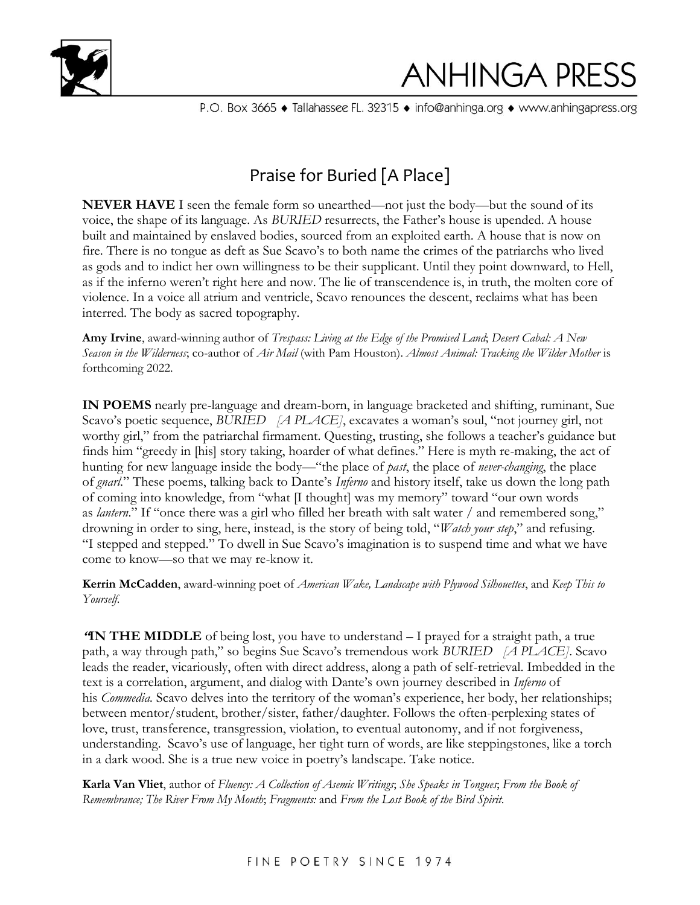# ANHINGA PRESS

P.O. Box 3665 ♦ Tallahassee FL. 32315 ♦ info@anhinga.org ♦ www.anhingapress.org

## Praise for Buried [A Place]

**NEVER HAVE** I seen the female form so unearthed—not just the body—but the sound of its voice, the shape of its language. As *BURIED* resurrects, the Father's house is upended. A house built and maintained by enslaved bodies, sourced from an exploited earth. A house that is now on fire. There is no tongue as deft as Sue Scavo's to both name the crimes of the patriarchs who lived as gods and to indict her own willingness to be their supplicant. Until they point downward, to Hell, as if the inferno weren't right here and now. The lie of transcendence is, in truth, the molten core of violence. In a voice all atrium and ventricle, Scavo renounces the descent, reclaims what has been interred. The body as sacred topography.

**Amy Irvine**, award-winning author of *Trespass: Living at the Edge of the Promised Land*; *Desert Cabal: A New Season in the Wilderness*; co-author of *Air Mail* (with Pam Houston). *Almost Animal: Tracking the Wilder Mother* is forthcoming 2022.

**IN POEMS** nearly pre-language and dream-born, in language bracketed and shifting, ruminant, Sue Scavo's poetic sequence, *BURIED [A PLACE]*, excavates a woman's soul, "not journey girl, not worthy girl," from the patriarchal firmament. Questing, trusting, she follows a teacher's guidance but finds him "greedy in [his] story taking, hoarder of what defines." Here is myth re-making, the act of hunting for new language inside the body—"the place of *past*, the place of *never-changing*, the place of *gnarl*." These poems, talking back to Dante's *Inferno* and history itself, take us down the long path of coming into knowledge, from "what [I thought] was my memory" toward "our own words as *lantern*." If "once there was a girl who filled her breath with salt water / and remembered song," drowning in order to sing, here, instead, is the story of being told, "*Watch your step*," and refusing. "I stepped and stepped." To dwell in Sue Scavo's imagination is to suspend time and what we have come to know—so that we may re-know it.

**Kerrin McCadden**, award-winning poet of *American Wake, Landscape with Plywood Silhouettes*, and *Keep This to Yourself.*

**"IN THE MIDDLE** of being lost, you have to understand – I prayed for a straight path, a true path, a way through path," so begins Sue Scavo's tremendous work *BURIED [A PLACE]*. Scavo leads the reader, vicariously, often with direct address, along a path of self-retrieval. Imbedded in the text is a correlation, argument, and dialog with Dante's own journey described in *Inferno* of his *Commedia*. Scavo delves into the territory of the woman's experience, her body, her relationships; between mentor/student, brother/sister, father/daughter. Follows the often-perplexing states of love, trust, transference, transgression, violation, to eventual autonomy, and if not forgiveness, understanding. Scavo's use of language, her tight turn of words, are like steppingstones, like a torch in a dark wood. She is a true new voice in poetry's landscape. Take notice.

**Karla Van Vliet**, author of *Fluency: A Collection of Asemic Writings*; *She Speaks in Tongues*; *From the Book of Remembrance; The River From My Mouth*; *Fragments:* and *From the Lost Book of the Bird Spirit.*

FINE POETRY SINCE 1974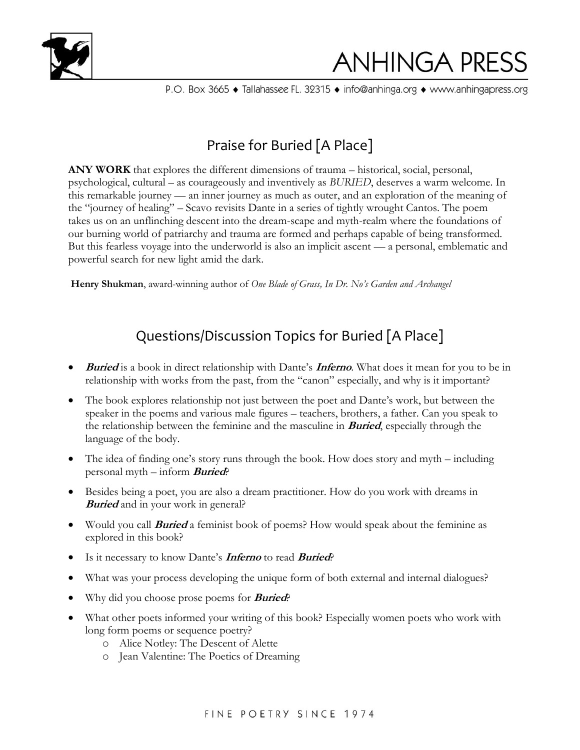# ANHINGA PRESS

P.O. Box 3665 ♦ Tallahassee FL. 32315 ♦ info@anhinga.org ♦ www.anhingapress.org

## Praise for Buried [A Place]

**ANY WORK** that explores the different dimensions of trauma – historical, social, personal, psychological, cultural – as courageously and inventively as *BURIED*, deserves a warm welcome. In this remarkable journey — an inner journey as much as outer, and an exploration of the meaning of the "journey of healing" – Scavo revisits Dante in a series of tightly wrought Cantos. The poem takes us on an unflinching descent into the dream-scape and myth-realm where the foundations of our burning world of patriarchy and trauma are formed and perhaps capable of being transformed. But this fearless voyage into the underworld is also an implicit ascent — a personal, emblematic and powerful search for new light amid the dark.

**Henry Shukman**, award-winning author of *One Blade of Grass, In Dr. No's Garden and Archangel*

## Questions/Discussion Topics for Buried [A Place]

- ***Buried*** is a book in direct relationship with Dante's ***Inferno***. What does it mean for you to be in relationship with works from the past, from the "canon" especially, and why is it important?
- The book explores relationship not just between the poet and Dante's work, but between the speaker in the poems and various male figures – teachers, brothers, a father. Can you speak to the relationship between the feminine and the masculine in ***Buried***, especially through the language of the body.
- The idea of finding one's story runs through the book. How does story and myth – including personal myth – inform ***Buried***?
- Besides being a poet, you are also a dream practitioner. How do you work with dreams in ***Buried*** and in your work in general?
- Would you call ***Buried*** a feminist book of poems? How would speak about the feminine as explored in this book?
- Is it necessary to know Dante's ***Inferno*** to read ***Buried***?
- What was your process developing the unique form of both external and internal dialogues?
- Why did you choose prose poems for ***Buried***?
- What other poets informed your writing of this book? Especially women poets who work with long form poems or sequence poetry?
  - Alice Notley: The Descent of Alette
  - Jean Valentine: The Poetics of Dreaming

FINE POETRY SINCE 1974